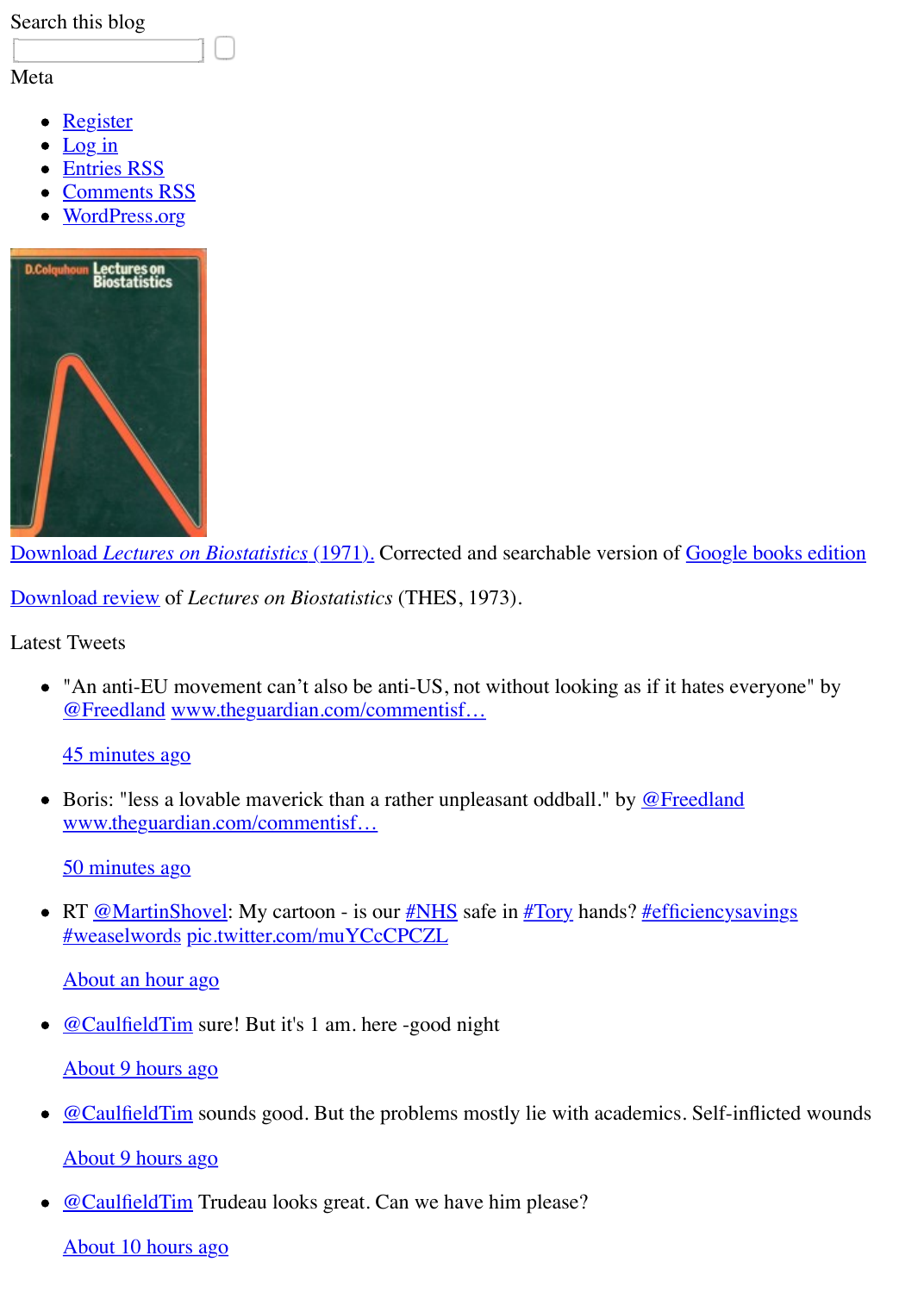Search this blog

Meta

- Register
- Log in
- Entries RSS
- Comments RSS
- WordPress.org

Download *Lectures on Biostatistics* (1971). Corrected and searchable version of Google books edition

Download review of *Lectures on Biostatistics* (THES, 1973).

Latest Tweets

- "An anti-EU movement can't also be anti-US, not without looking as if it hates everyone" by @Freedland www.theguardian.com/commentisf…

  45 minutes ago

- Boris: "less a lovable maverick than a rather unpleasant oddball." by @Freedland www.theguardian.com/commentisf…

  50 minutes ago

- RT @MartinShovel: My cartoon - is our #NHS safe in #Tory hands? #efficiencysavings #weaselwords pic.twitter.com/muYCcCPCZL

  About an hour ago

- @CaulfieldTim sure! But it's 1 am. here -good night

  About 9 hours ago

- @CaulfieldTim sounds good. But the problems mostly lie with academics. Self-inflicted wounds

  About 9 hours ago

- @CaulfieldTim Trudeau looks great. Can we have him please?

  About 10 hours ago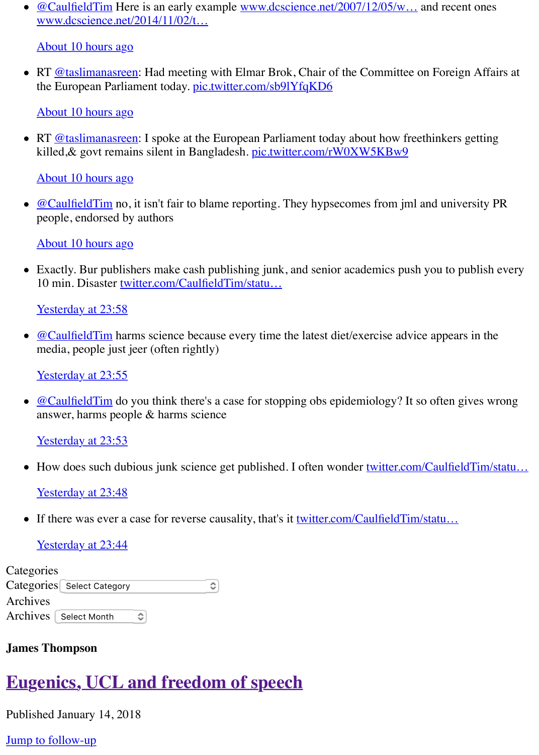- [@CaulfieldTim](https://twitter.com/CaulfieldTim) Here is an early example [www.dcscience.net/2007/12/05/w…](http://www.dcscience.net/2007/12/05/w…) and recent ones [www.dcscience.net/2014/11/02/t…](http://www.dcscience.net/2014/11/02/t…)

  About 10 hours ago

- RT @taslimanasreen: Had meeting with Elmar Brok, Chair of the Committee on Foreign Affairs at the European Parliament today. pic.twitter.com/sb9lYfqKD6

  About 10 hours ago

- RT @taslimanasreen: I spoke at the European Parliament today about how freethinkers getting killed,& govt remains silent in Bangladesh. pic.twitter.com/rW0XW5KBw9

  About 10 hours ago

- @CaulfieldTim no, it isn't fair to blame reporting. They hypsecomes from jml and university PR people, endorsed by authors

  About 10 hours ago

- Exactly. Bur publishers make cash publishing junk, and senior academics push you to publish every 10 min. Disaster twitter.com/CaulfieldTim/statu…

  Yesterday at 23:58

- @CaulfieldTim harms science because every time the latest diet/exercise advice appears in the media, people just jeer (often rightly)

  Yesterday at 23:55

- @CaulfieldTim do you think there's a case for stopping obs epidemiology? It so often gives wrong answer, harms people & harms science

  Yesterday at 23:53

- How does such dubious junk science get published. I often wonder twitter.com/CaulfieldTim/statu…

  Yesterday at 23:48

- If there was ever a case for reverse causality, that's it twitter.com/CaulfieldTim/statu…

  Yesterday at 23:44

Categories

Categories Select Category

Archives

Archives Select Month

**James Thompson**

# Eugenics, UCL and freedom of speech

Published January 14, 2018

Jump to follow-up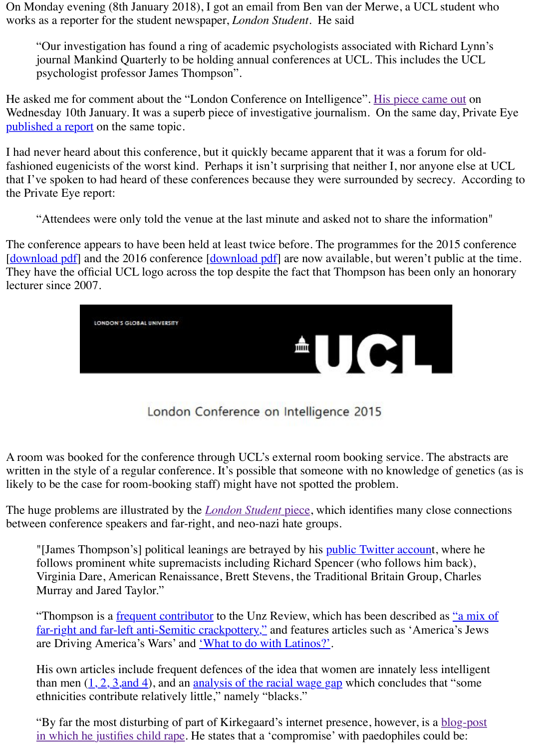On Monday evening (8th January 2018), I got an email from Ben van der Merwe, a UCL student who works as a reporter for the student newspaper, *London Student*. He said

> "Our investigation has found a ring of academic psychologists associated with Richard Lynn's journal Mankind Quarterly to be holding annual conferences at UCL. This includes the UCL psychologist professor James Thompson".

He asked me for comment about the "London Conference on Intelligence". His piece came out on Wednesday 10th January. It was a superb piece of investigative journalism. On the same day, Private Eye published a report on the same topic.

I had never heard about this conference, but it quickly became apparent that it was a forum for old-fashioned eugenicists of the worst kind. Perhaps it isn't surprising that neither I, nor anyone else at UCL that I've spoken to had heard of these conferences because they were surrounded by secrecy. According to the Private Eye report:

> "Attendees were only told the venue at the last minute and asked not to share the information"

The conference appears to have been held at least twice before. The programmes for the 2015 conference [download pdf] and the 2016 conference [download pdf] are now available, but weren't public at the time. They have the official UCL logo across the top despite the fact that Thompson has been only an honorary lecturer since 2007.

LONDON'S GLOBAL UNIVERSITY UCL

London Conference on Intelligence 2015

A room was booked for the conference through UCL's external room booking service. The abstracts are written in the style of a regular conference. It's possible that someone with no knowledge of genetics (as is likely to be the case for room-booking staff) might have not spotted the problem.

The huge problems are illustrated by the *London Student* piece, which identifies many close connections between conference speakers and far-right, and neo-nazi hate groups.

> "[James Thompson's] political leanings are betrayed by his public Twitter account, where he follows prominent white supremacists including Richard Spencer (who follows him back), Virginia Dare, American Renaissance, Brett Stevens, the Traditional Britain Group, Charles Murray and Jared Taylor."
>
> "Thompson is a frequent contributor to the Unz Review, which has been described as "a mix of far-right and far-left anti-Semitic crackpottery," and features articles such as 'America's Jews are Driving America's Wars' and 'What to do with Latinos?'.
>
> His own articles include frequent defences of the idea that women are innately less intelligent than men (1, 2, 3 and 4), and an analysis of the racial wage gap which concludes that "some ethnicities contribute relatively little," namely "blacks."
>
> "By far the most disturbing of part of Kirkegaard's internet presence, however, is a blog-post in which he justifies child rape. He states that a 'compromise' with paedophiles could be: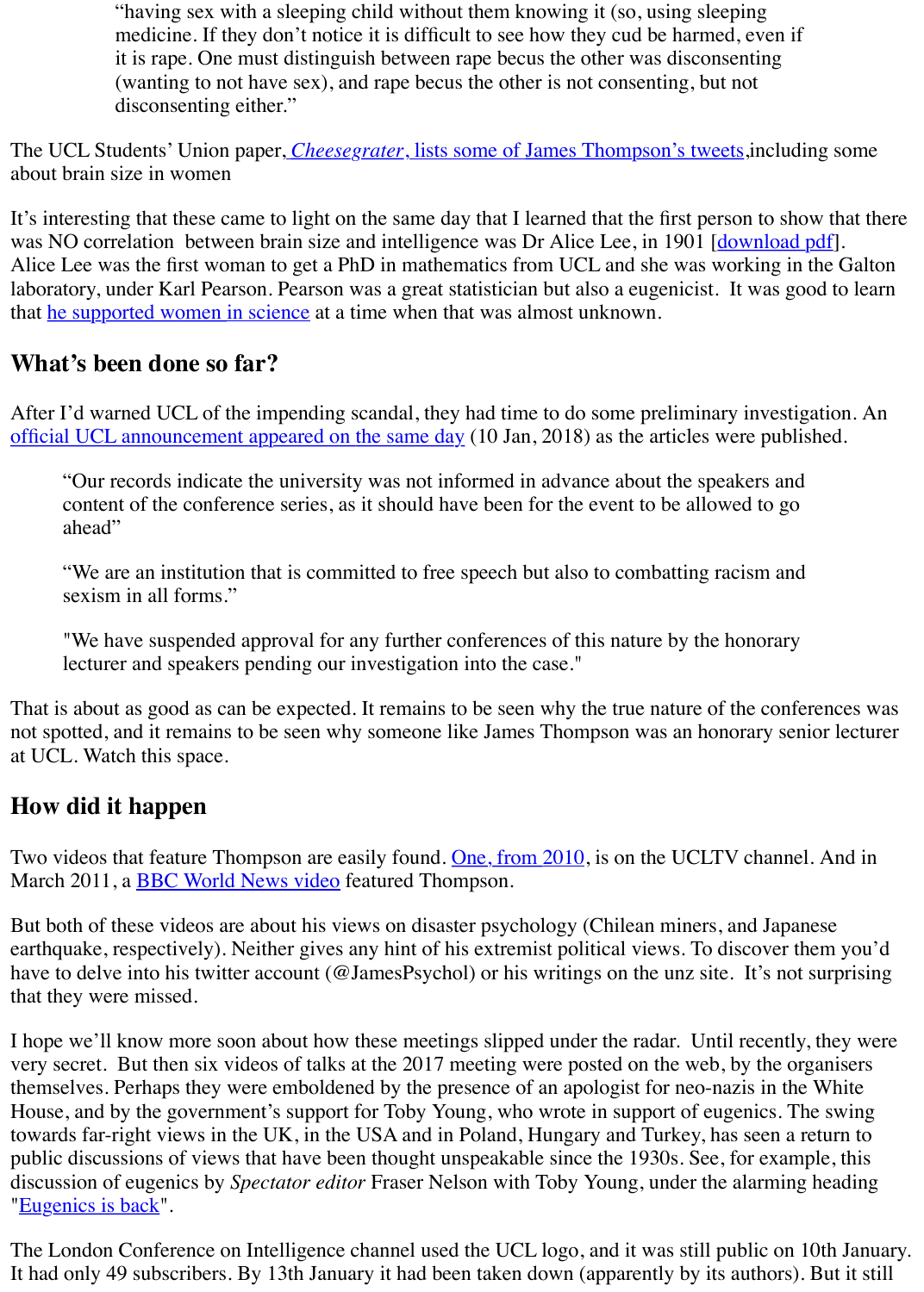> "having sex with a sleeping child without them knowing it (so, using sleeping medicine. If they don't notice it is difficult to see how they cud be harmed, even if it is rape. One must distinguish between rape becus the other was disconsenting (wanting to not have sex), and rape becus the other is not consenting, but not disconsenting either."

The UCL Students' Union paper, *Cheesegrater*, lists some of James Thompson's tweets, including some about brain size in women

It's interesting that these came to light on the same day that I learned that the first person to show that there was NO correlation between brain size and intelligence was Dr Alice Lee, in 1901 [download pdf]. Alice Lee was the first woman to get a PhD in mathematics from UCL and she was working in the Galton laboratory, under Karl Pearson. Pearson was a great statistician but also a eugenicist. It was good to learn that he supported women in science at a time when that was almost unknown.

## What's been done so far?

After I'd warned UCL of the impending scandal, they had time to do some preliminary investigation. An official UCL announcement appeared on the same day (10 Jan, 2018) as the articles were published.

> "Our records indicate the university was not informed in advance about the speakers and content of the conference series, as it should have been for the event to be allowed to go ahead"
>
> "We are an institution that is committed to free speech but also to combatting racism and sexism in all forms."
>
> "We have suspended approval for any further conferences of this nature by the honorary lecturer and speakers pending our investigation into the case."

That is about as good as can be expected. It remains to be seen why the true nature of the conferences was not spotted, and it remains to be seen why someone like James Thompson was an honorary senior lecturer at UCL. Watch this space.

## How did it happen

Two videos that feature Thompson are easily found. One, from 2010, is on the UCLTV channel. And in March 2011, a BBC World News video featured Thompson.

But both of these videos are about his views on disaster psychology (Chilean miners, and Japanese earthquake, respectively). Neither gives any hint of his extremist political views. To discover them you'd have to delve into his twitter account (@JamesPsychol) or his writings on the unz site. It's not surprising that they were missed.

I hope we'll know more soon about how these meetings slipped under the radar. Until recently, they were very secret. But then six videos of talks at the 2017 meeting were posted on the web, by the organisers themselves. Perhaps they were emboldened by the presence of an apologist for neo-nazis in the White House, and by the government's support for Toby Young, who wrote in support of eugenics. The swing towards far-right views in the UK, in the USA and in Poland, Hungary and Turkey, has seen a return to public discussions of views that have been thought unspeakable since the 1930s. See, for example, this discussion of eugenics by *Spectator editor* Fraser Nelson with Toby Young, under the alarming heading "Eugenics is back".

The London Conference on Intelligence channel used the UCL logo, and it was still public on 10th January. It had only 49 subscribers. By 13th January it had been taken down (apparently by its authors). But it still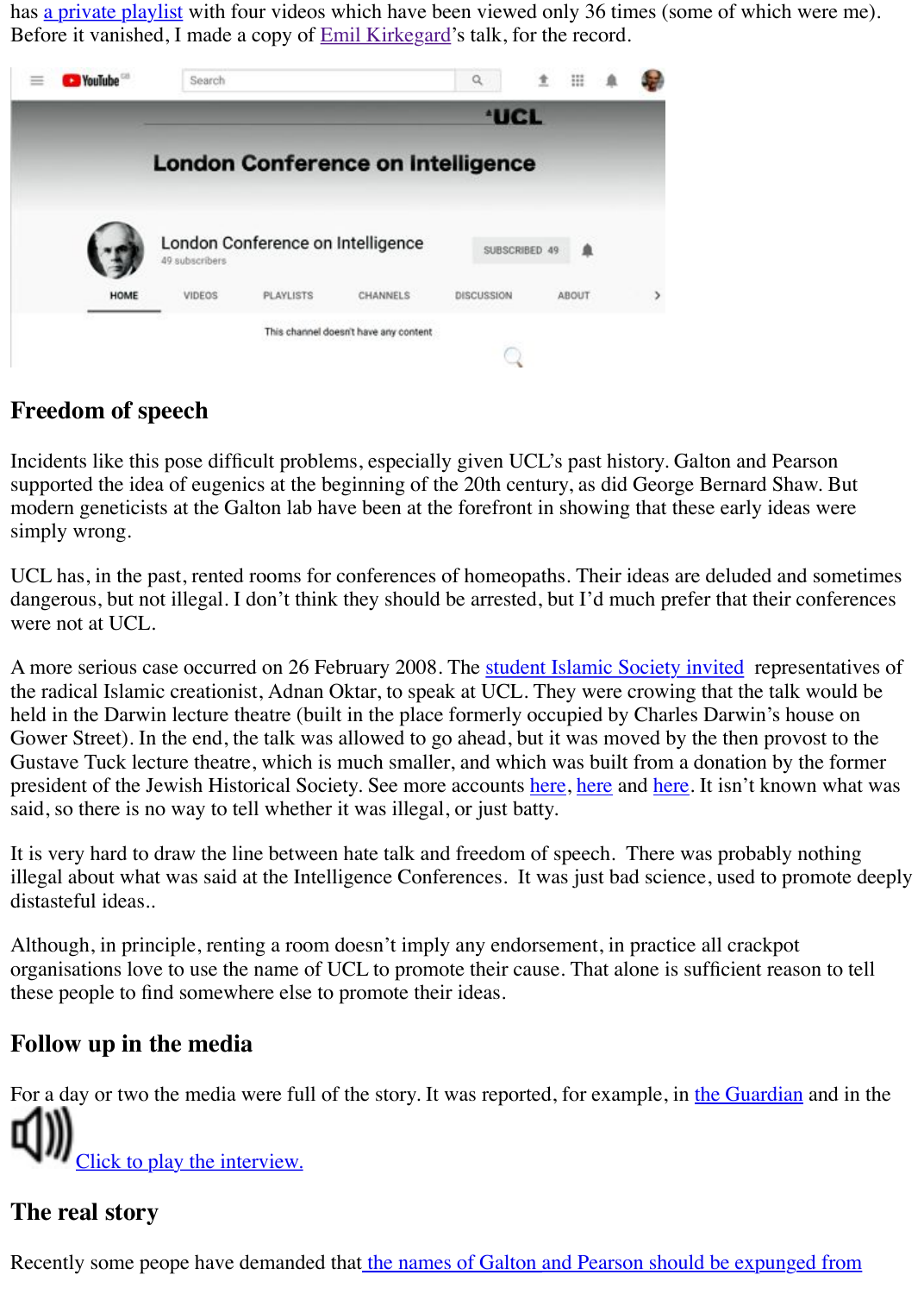has a private playlist with four videos which have been viewed only 36 times (some of which were me). Before it vanished, I made a copy of Emil Kirkegard's talk, for the record.

## Freedom of speech

Incidents like this pose difficult problems, especially given UCL's past history. Galton and Pearson supported the idea of eugenics at the beginning of the 20th century, as did George Bernard Shaw. But modern geneticists at the Galton lab have been at the forefront in showing that these early ideas were simply wrong.

UCL has, in the past, rented rooms for conferences of homeopaths. Their ideas are deluded and sometimes dangerous, but not illegal. I don't think they should be arrested, but I'd much prefer that their conferences were not at UCL.

A more serious case occurred on 26 February 2008. The student Islamic Society invited representatives of the radical Islamic creationist, Adnan Oktar, to speak at UCL. They were crowing that the talk would be held in the Darwin lecture theatre (built in the place formerly occupied by Charles Darwin's house on Gower Street). In the end, the talk was allowed to go ahead, but it was moved by the then provost to the Gustave Tuck lecture theatre, which is much smaller, and which was built from a donation by the former president of the Jewish Historical Society. See more accounts here, here and here. It isn't known what was said, so there is no way to tell whether it was illegal, or just batty.

It is very hard to draw the line between hate talk and freedom of speech. There was probably nothing illegal about what was said at the Intelligence Conferences. It was just bad science, used to promote deeply distasteful ideas..

Although, in principle, renting a room doesn't imply any endorsement, in practice all crackpot organisations love to use the name of UCL to promote their cause. That alone is sufficient reason to tell these people to find somewhere else to promote their ideas.

## Follow up in the media

For a day or two the media were full of the story. It was reported, for example, in the Guardian and in the

Click to play the interview.

## The real story

Recently some peope have demanded that the names of Galton and Pearson should be expunged from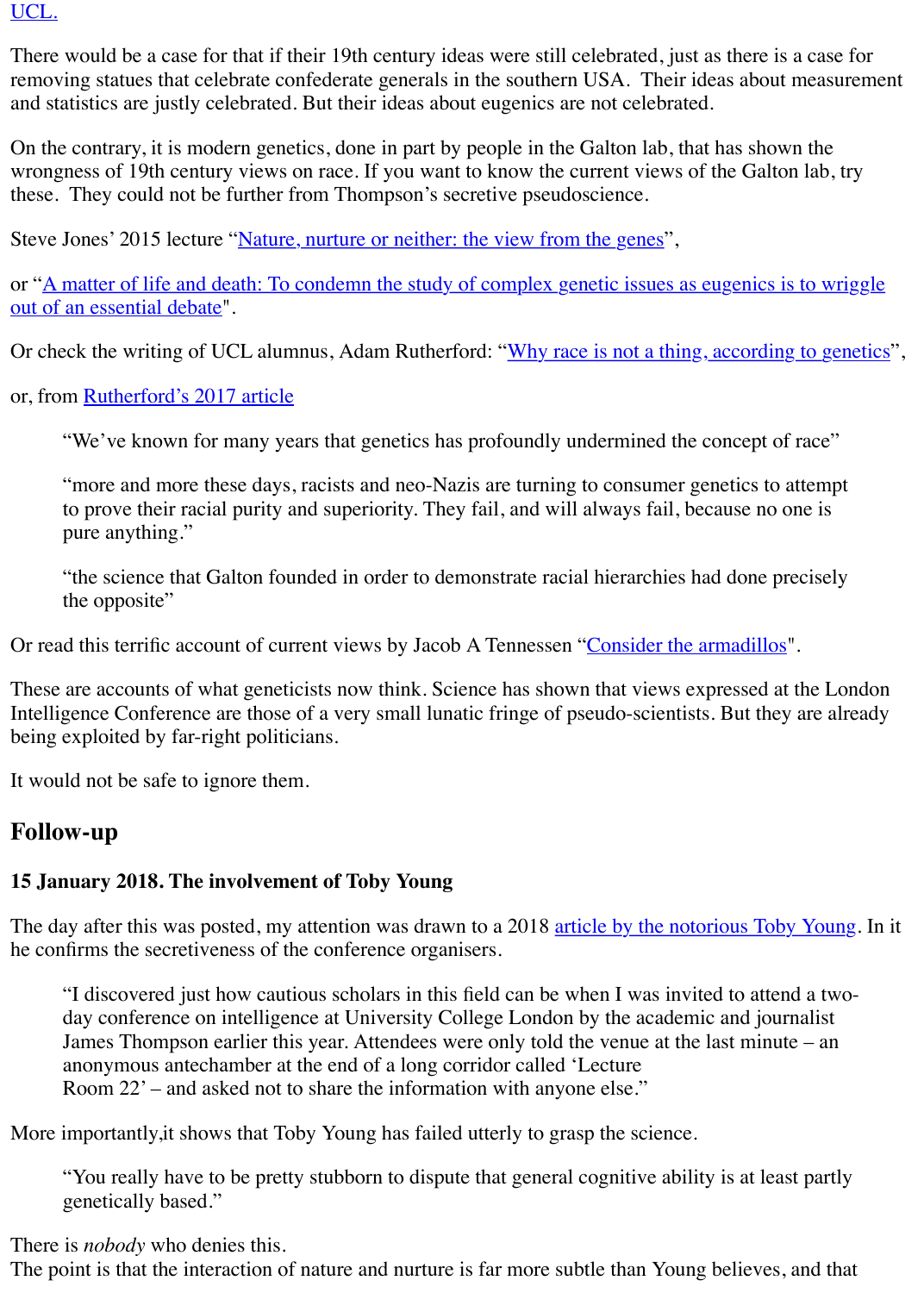UCL.

There would be a case for that if their 19th century ideas were still celebrated, just as there is a case for removing statues that celebrate confederate generals in the southern USA. Their ideas about measurement and statistics are justly celebrated. But their ideas about eugenics are not celebrated.

On the contrary, it is modern genetics, done in part by people in the Galton lab, that has shown the wrongness of 19th century views on race. If you want to know the current views of the Galton lab, try these. They could not be further from Thompson's secretive pseudoscience.

Steve Jones' 2015 lecture "Nature, nurture or neither: the view from the genes",

or "A matter of life and death: To condemn the study of complex genetic issues as eugenics is to wriggle out of an essential debate".

Or check the writing of UCL alumnus, Adam Rutherford: "Why race is not a thing, according to genetics",

or, from Rutherford's 2017 article

> "We've known for many years that genetics has profoundly undermined the concept of race"
>
> "more and more these days, racists and neo-Nazis are turning to consumer genetics to attempt to prove their racial purity and superiority. They fail, and will always fail, because no one is pure anything."
>
> "the science that Galton founded in order to demonstrate racial hierarchies had done precisely the opposite"

Or read this terrific account of current views by Jacob A Tennessen "Consider the armadillos".

These are accounts of what geneticists now think. Science has shown that views expressed at the London Intelligence Conference are those of a very small lunatic fringe of pseudo-scientists. But they are already being exploited by far-right politicians.

It would not be safe to ignore them.

## Follow-up

### 15 January 2018. The involvement of Toby Young

The day after this was posted, my attention was drawn to a 2018 article by the notorious Toby Young. In it he confirms the secretiveness of the conference organisers.

> "I discovered just how cautious scholars in this field can be when I was invited to attend a two-day conference on intelligence at University College London by the academic and journalist James Thompson earlier this year. Attendees were only told the venue at the last minute – an anonymous antechamber at the end of a long corridor called 'Lecture Room 22' – and asked not to share the information with anyone else."

More importantly,it shows that Toby Young has failed utterly to grasp the science.

> "You really have to be pretty stubborn to dispute that general cognitive ability is at least partly genetically based."

There is *nobody* who denies this.
The point is that the interaction of nature and nurture is far more subtle than Young believes, and that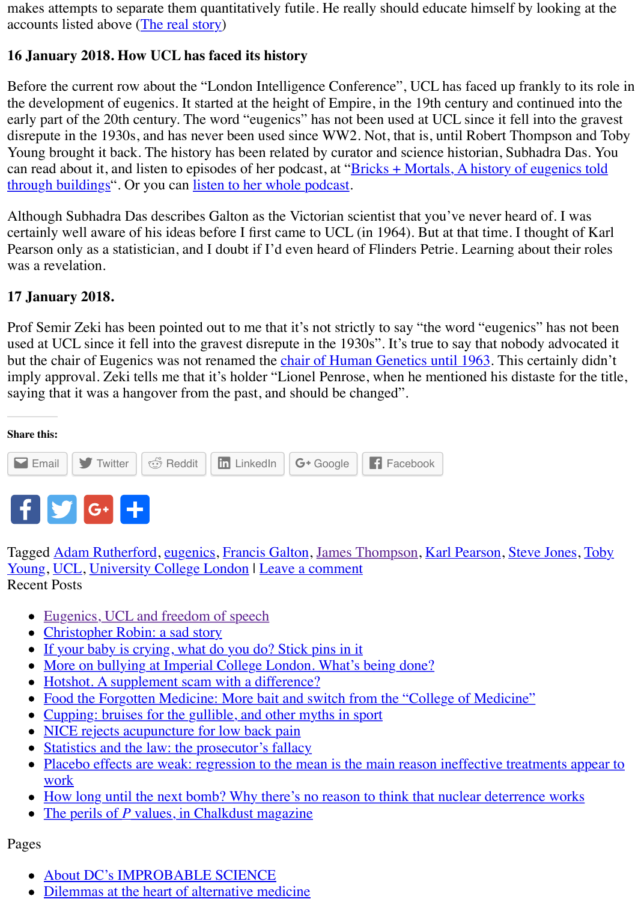makes attempts to separate them quantitatively futile. He really should educate himself by looking at the accounts listed above (The real story)

**16 January 2018. How UCL has faced its history**

Before the current row about the "London Intelligence Conference", UCL has faced up frankly to its role in the development of eugenics. It started at the height of Empire, in the 19th century and continued into the early part of the 20th century. The word "eugenics" has not been used at UCL since it fell into the gravest disrepute in the 1930s, and has never been used since WW2. Not, that is, until Robert Thompson and Toby Young brought it back. The history has been related by curator and science historian, Subhadra Das. You can read about it, and listen to episodes of her podcast, at "Bricks + Mortals, A history of eugenics told through buildings". Or you can listen to her whole podcast.

Although Subhadra Das describes Galton as the Victorian scientist that you've never heard of. I was certainly well aware of his ideas before I first came to UCL (in 1964). But at that time. I thought of Karl Pearson only as a statistician, and I doubt if I'd even heard of Flinders Petrie. Learning about their roles was a revelation.

**17 January 2018.**

Prof Semir Zeki has been pointed out to me that it's not strictly to say "the word "eugenics" has not been used at UCL since it fell into the gravest disrepute in the 1930s". It's true to say that nobody advocated it but the chair of Eugenics was not renamed the chair of Human Genetics until 1963. This certainly didn't imply approval. Zeki tells me that it's holder "Lionel Penrose, when he mentioned his distaste for the title, saying that it was a hangover from the past, and should be changed".

---

**Share this:**

Email | Twitter | Reddit | LinkedIn | Google | Facebook

Tagged Adam Rutherford, eugenics, Francis Galton, James Thompson, Karl Pearson, Steve Jones, Toby Young, UCL, University College London | Leave a comment

Recent Posts

- Eugenics, UCL and freedom of speech
- Christopher Robin: a sad story
- If your baby is crying, what do you do? Stick pins in it
- More on bullying at Imperial College London. What's being done?
- Hotshot. A supplement scam with a difference?
- Food the Forgotten Medicine: More bait and switch from the "College of Medicine"
- Cupping: bruises for the gullible, and other myths in sport
- NICE rejects acupuncture for low back pain
- Statistics and the law: the prosecutor's fallacy
- Placebo effects are weak: regression to the mean is the main reason ineffective treatments appear to work
- How long until the next bomb? Why there's no reason to think that nuclear deterrence works
- The perils of *P* values, in Chalkdust magazine

Pages

- About DC's IMPROBABLE SCIENCE
- Dilemmas at the heart of alternative medicine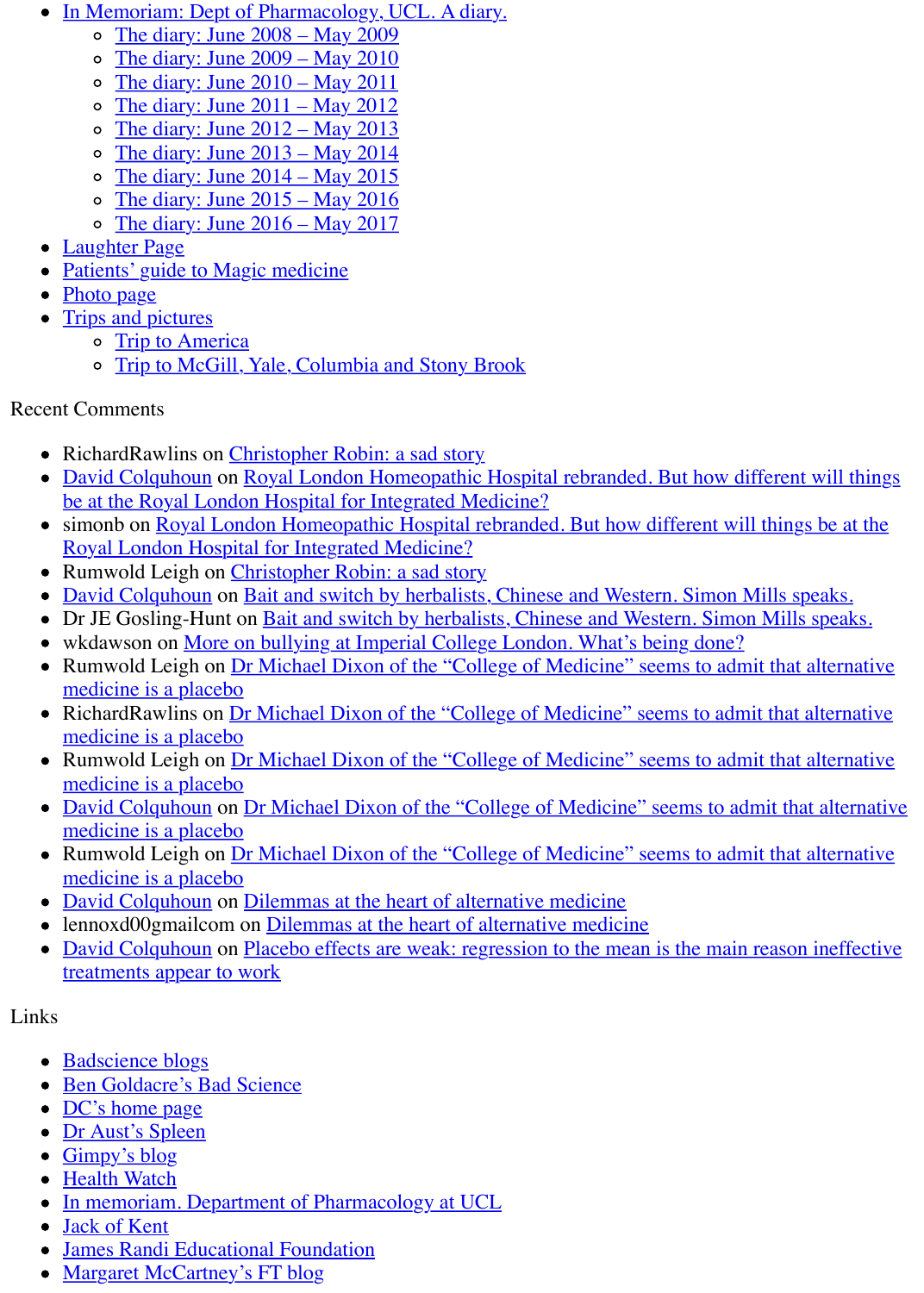- In Memoriam: Dept of Pharmacology, UCL. A diary.
  - The diary: June 2008 – May 2009
  - The diary: June 2009 – May 2010
  - The diary: June 2010 – May 2011
  - The diary: June 2011 – May 2012
  - The diary: June 2012 – May 2013
  - The diary: June 2013 – May 2014
  - The diary: June 2014 – May 2015
  - The diary: June 2015 – May 2016
  - The diary: June 2016 – May 2017
- Laughter Page
- Patients' guide to Magic medicine
- Photo page
- Trips and pictures
  - Trip to America
  - Trip to McGill, Yale, Columbia and Stony Brook

Recent Comments

- RichardRawlins on Christopher Robin: a sad story
- David Colquhoun on Royal London Homeopathic Hospital rebranded. But how different will things be at the Royal London Hospital for Integrated Medicine?
- simonb on Royal London Homeopathic Hospital rebranded. But how different will things be at the Royal London Hospital for Integrated Medicine?
- Rumwold Leigh on Christopher Robin: a sad story
- David Colquhoun on Bait and switch by herbalists, Chinese and Western. Simon Mills speaks.
- Dr JE Gosling-Hunt on Bait and switch by herbalists, Chinese and Western. Simon Mills speaks.
- wkdawson on More on bullying at Imperial College London. What's being done?
- Rumwold Leigh on Dr Michael Dixon of the "College of Medicine" seems to admit that alternative medicine is a placebo
- RichardRawlins on Dr Michael Dixon of the "College of Medicine" seems to admit that alternative medicine is a placebo
- Rumwold Leigh on Dr Michael Dixon of the "College of Medicine" seems to admit that alternative medicine is a placebo
- David Colquhoun on Dr Michael Dixon of the "College of Medicine" seems to admit that alternative medicine is a placebo
- Rumwold Leigh on Dr Michael Dixon of the "College of Medicine" seems to admit that alternative medicine is a placebo
- David Colquhoun on Dilemmas at the heart of alternative medicine
- lennoxd00gmailcom on Dilemmas at the heart of alternative medicine
- David Colquhoun on Placebo effects are weak: regression to the mean is the main reason ineffective treatments appear to work

Links

- Badscience blogs
- Ben Goldacre's Bad Science
- DC's home page
- Dr Aust's Spleen
- Gimpy's blog
- Health Watch
- In memoriam. Department of Pharmacology at UCL
- Jack of Kent
- James Randi Educational Foundation
- Margaret McCartney's FT blog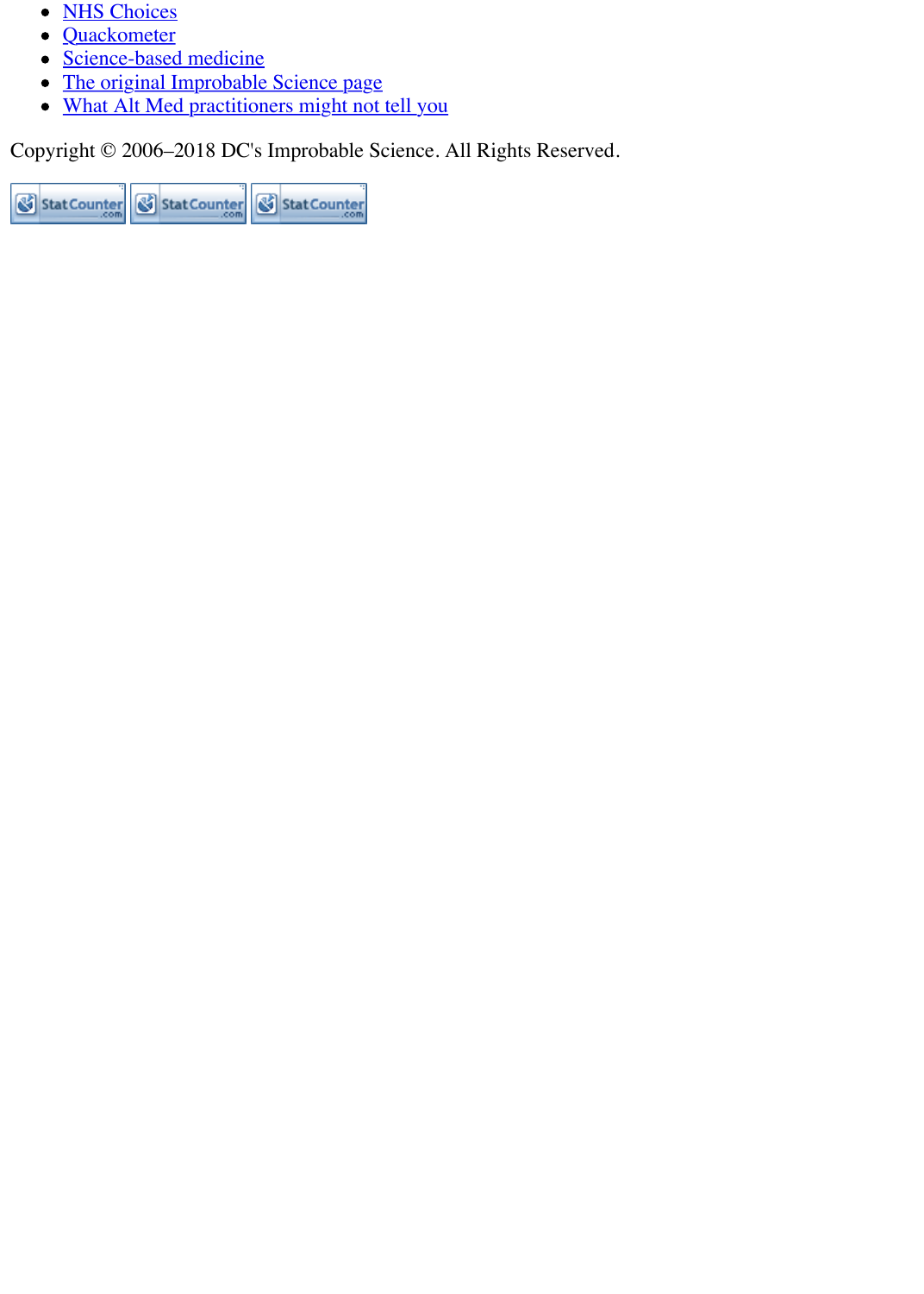- NHS Choices
- Quackometer
- Science-based medicine
- The original Improbable Science page
- What Alt Med practitioners might not tell you

Copyright © 2006–2018 DC's Improbable Science. All Rights Reserved.